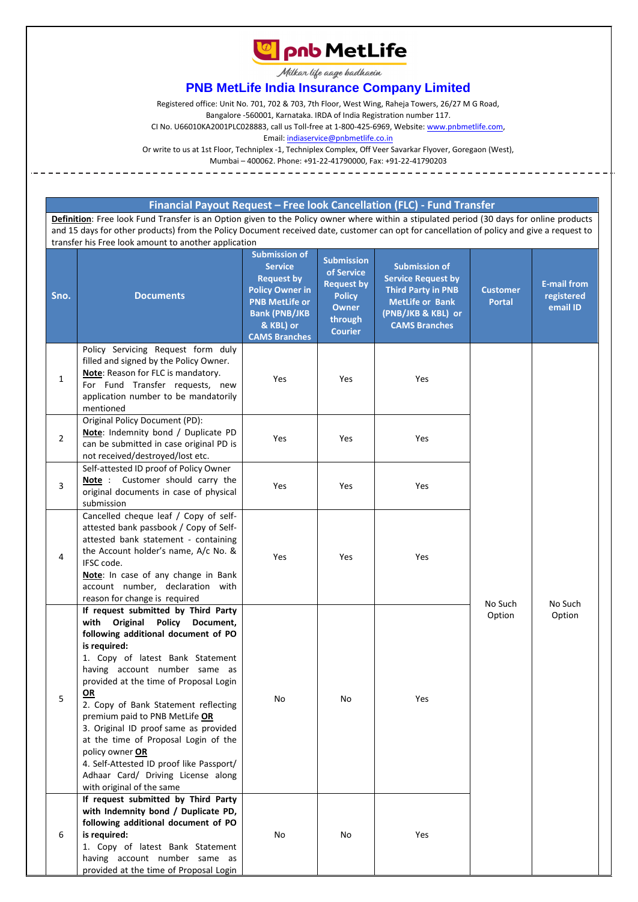# PNB MetLife India Insurance Company Limited

Milkar life aage badhaein

Registered office: Unit No. 701, 702 & 703, 7th Floor, West Wing, Raheja Towers, 26/27 M G Road, Bangalore -560001, Karnataka. IRDA of India Registration number 117.

CI No. U66010KA2001PLC028883, call us Toll-free at 1-800-425-6969, Website: www.pnbmetlife.com,

Email: indiaservice@pnbmetlife.co.in

Or write to us at 1st Floor, Techniplex -1, Techniplex Complex, Off Veer Savarkar Flyover, Goregaon (West), Mumbai – 400062. Phone: +91-22-41790000, Fax: +91-22-41790203

## Financial Payout Request – Free look Cancellation (FLC) - Fund Transfer

**Definition**: Free look Fund Transfer is an Option given to the Policy owner where within a stipulated period (30 days for online products and 15 days for other products) from the Policy Document received date, customer can opt for cancellation of policy and give a request to transfer his Free look amount to another application

| Sno. | Documents | Submission of Service Request by Policy Owner in PNB MetLife or Bank (PNB/JKB & KBL) or CAMS Branches | Submission of Service Request by Policy Owner through Courier | Submission of Service Request by Third Party in PNB MetLife or Bank (PNB/JKB & KBL) or CAMS Branches | Customer Portal | E-mail from registered email ID |
|---|---|---|---|---|---|---|
| 1 | Policy Servicing Request form duly filled and signed by the Policy Owner.<br>**Note**: Reason for FLC is mandatory.<br>For Fund Transfer requests, new application number to be mandatorily mentioned | Yes | Yes | Yes | No Such Option | No Such Option |
| 2 | Original Policy Document (PD):<br>**Note**: Indemnity bond / Duplicate PD can be submitted in case original PD is not received/destroyed/lost etc. | Yes | Yes | Yes | | |
| 3 | Self-attested ID proof of Policy Owner<br>**Note** : Customer should carry the original documents in case of physical submission | Yes | Yes | Yes | | |
| 4 | Cancelled cheque leaf / Copy of self-attested bank passbook / Copy of Self-attested bank statement - containing the Account holder's name, A/c No. & IFSC code.<br>**Note**: In case of any change in Bank account number, declaration with reason for change is required | Yes | Yes | Yes | | |
| 5 | **If request submitted by Third Party with Original Policy Document, following additional document of PO is required:**<br>1. Copy of latest Bank Statement having account number same as provided at the time of Proposal Login **OR**<br>2. Copy of Bank Statement reflecting premium paid to PNB MetLife **OR**<br>3. Original ID proof same as provided at the time of Proposal Login of the policy owner **OR**<br>4. Self-Attested ID proof like Passport/ Adhaar Card/ Driving License along with original of the same | No | No | Yes | | |
| 6 | **If request submitted by Third Party with Indemnity bond / Duplicate PD, following additional document of PO is required:**<br>1. Copy of latest Bank Statement having account number same as provided at the time of Proposal Login | No | No | Yes | | |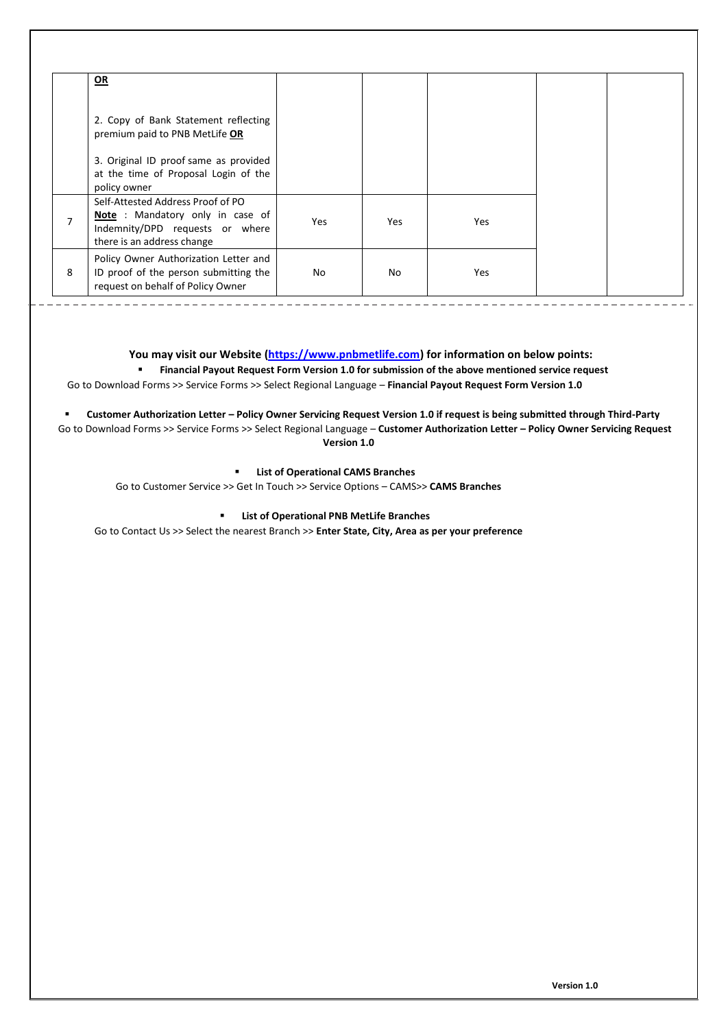| | | | | | | |
|---|---|---|---|---|---|---|
| | **OR**<br><br>2. Copy of Bank Statement reflecting premium paid to PNB MetLife **OR**<br><br>3. Original ID proof same as provided at the time of Proposal Login of the policy owner | | | | | |
| 7 | Self-Attested Address Proof of PO<br>**Note** : Mandatory only in case of Indemnity/DPD requests or where there is an address change | Yes | Yes | Yes | | |
| 8 | Policy Owner Authorization Letter and ID proof of the person submitting the request on behalf of Policy Owner | No | No | Yes | | |

**You may visit our Website (https://www.pnbmetlife.com) for information on below points:**

- **Financial Payout Request Form Version 1.0 for submission of the above mentioned service request**

Go to Download Forms >> Service Forms >> Select Regional Language – **Financial Payout Request Form Version 1.0**

- **Customer Authorization Letter – Policy Owner Servicing Request Version 1.0 if request is being submitted through Third-Party**

Go to Download Forms >> Service Forms >> Select Regional Language – **Customer Authorization Letter – Policy Owner Servicing Request Version 1.0**

- **List of Operational CAMS Branches**

Go to Customer Service >> Get In Touch >> Service Options – CAMS>> **CAMS Branches**

- **List of Operational PNB MetLife Branches**

Go to Contact Us >> Select the nearest Branch >> **Enter State, City, Area as per your preference**

**Version 1.0**